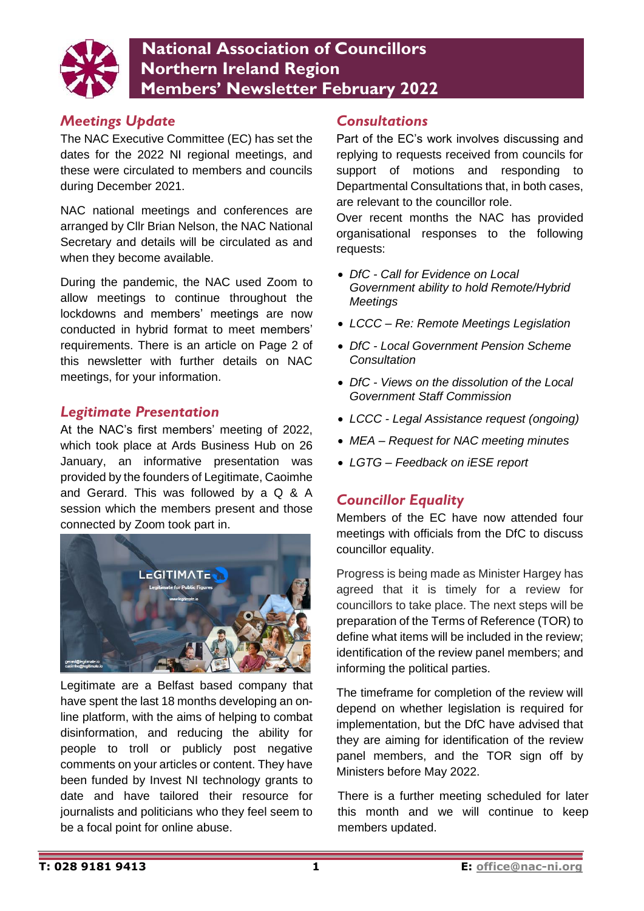# National Association of Councillors Northern Ireland Region Members' Newsletter February 2022

## *Meetings Update*

The NAC Executive Committee (EC) has set the dates for the 2022 NI regional meetings, and these were circulated to members and councils during December 2021.

NAC national meetings and conferences are arranged by Cllr Brian Nelson, the NAC National Secretary and details will be circulated as and when they become available.

During the pandemic, the NAC used Zoom to allow meetings to continue throughout the lockdowns and members' meetings are now conducted in hybrid format to meet members' requirements. There is an article on Page 2 of this newsletter with further details on NAC meetings, for your information.

## *Legitimate Presentation*

At the NAC's first members' meeting of 2022, which took place at Ards Business Hub on 26 January, an informative presentation was provided by the founders of Legitimate, Caoimhe and Gerard. This was followed by a Q & A session which the members present and those connected by Zoom took part in.

Legitimate are a Belfast based company that have spent the last 18 months developing an on-line platform, with the aims of helping to combat disinformation, and reducing the ability for people to troll or publicly post negative comments on your articles or content. They have been funded by Invest NI technology grants to date and have tailored their resource for journalists and politicians who they feel seem to be a focal point for online abuse.

## *Consultations*

Part of the EC's work involves discussing and replying to requests received from councils for support of motions and responding to Departmental Consultations that, in both cases, are relevant to the councillor role.

Over recent months the NAC has provided organisational responses to the following requests:

- *DfC - Call for Evidence on Local Government ability to hold Remote/Hybrid Meetings*
- *LCCC – Re: Remote Meetings Legislation*
- *DfC - Local Government Pension Scheme Consultation*
- *DfC - Views on the dissolution of the Local Government Staff Commission*
- *LCCC - Legal Assistance request (ongoing)*
- *MEA – Request for NAC meeting minutes*
- *LGTG – Feedback on iESE report*

## *Councillor Equality*

Members of the EC have now attended four meetings with officials from the DfC to discuss councillor equality.

Progress is being made as Minister Hargey has agreed that it is timely for a review for councillors to take place. The next steps will be preparation of the Terms of Reference (TOR) to define what items will be included in the review; identification of the review panel members; and informing the political parties.

The timeframe for completion of the review will depend on whether legislation is required for implementation, but the DfC have advised that they are aiming for identification of the review panel members, and the TOR sign off by Ministers before May 2022.

There is a further meeting scheduled for later this month and we will continue to keep members updated.

**T: 028 9181 9413** **E: office@nac-ni.org**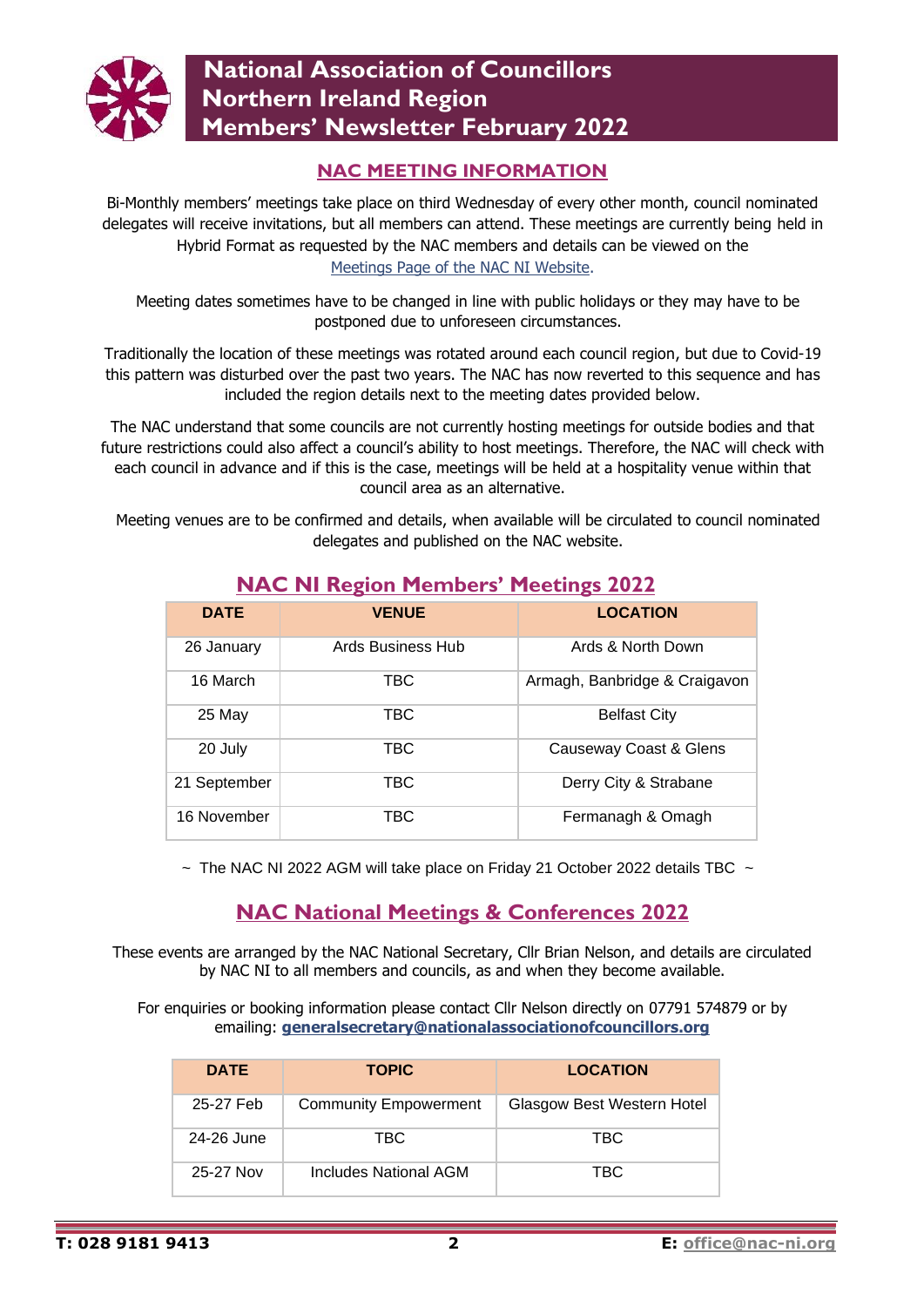# National Association of Councillors Northern Ireland Region Members' Newsletter February 2022

## NAC MEETING INFORMATION

Bi-Monthly members' meetings take place on third Wednesday of every other month, council nominated delegates will receive invitations, but all members can attend. These meetings are currently being held in Hybrid Format as requested by the NAC members and details can be viewed on the Meetings Page of the NAC NI Website.

Meeting dates sometimes have to be changed in line with public holidays or they may have to be postponed due to unforeseen circumstances.

Traditionally the location of these meetings was rotated around each council region, but due to Covid-19 this pattern was disturbed over the past two years. The NAC has now reverted to this sequence and has included the region details next to the meeting dates provided below.

The NAC understand that some councils are not currently hosting meetings for outside bodies and that future restrictions could also affect a council's ability to host meetings. Therefore, the NAC will check with each council in advance and if this is the case, meetings will be held at a hospitality venue within that council area as an alternative.

Meeting venues are to be confirmed and details, when available will be circulated to council nominated delegates and published on the NAC website.

## NAC NI Region Members' Meetings 2022

| DATE | VENUE | LOCATION |
|---|---|---|
| 26 January | Ards Business Hub | Ards & North Down |
| 16 March | TBC | Armagh, Banbridge & Craigavon |
| 25 May | TBC | Belfast City |
| 20 July | TBC | Causeway Coast & Glens |
| 21 September | TBC | Derry City & Strabane |
| 16 November | TBC | Fermanagh & Omagh |

~ The NAC NI 2022 AGM will take place on Friday 21 October 2022 details TBC ~

## NAC National Meetings & Conferences 2022

These events are arranged by the NAC National Secretary, Cllr Brian Nelson, and details are circulated by NAC NI to all members and councils, as and when they become available.

For enquiries or booking information please contact Cllr Nelson directly on 07791 574879 or by emailing: **generalsecretary@nationalassociationofcouncillors.org**

| DATE | TOPIC | LOCATION |
|---|---|---|
| 25-27 Feb | Community Empowerment | Glasgow Best Western Hotel |
| 24-26 June | TBC | TBC |
| 25-27 Nov | Includes National AGM | TBC |

**T: 028 9181 9413** **E: office@nac-ni.org**